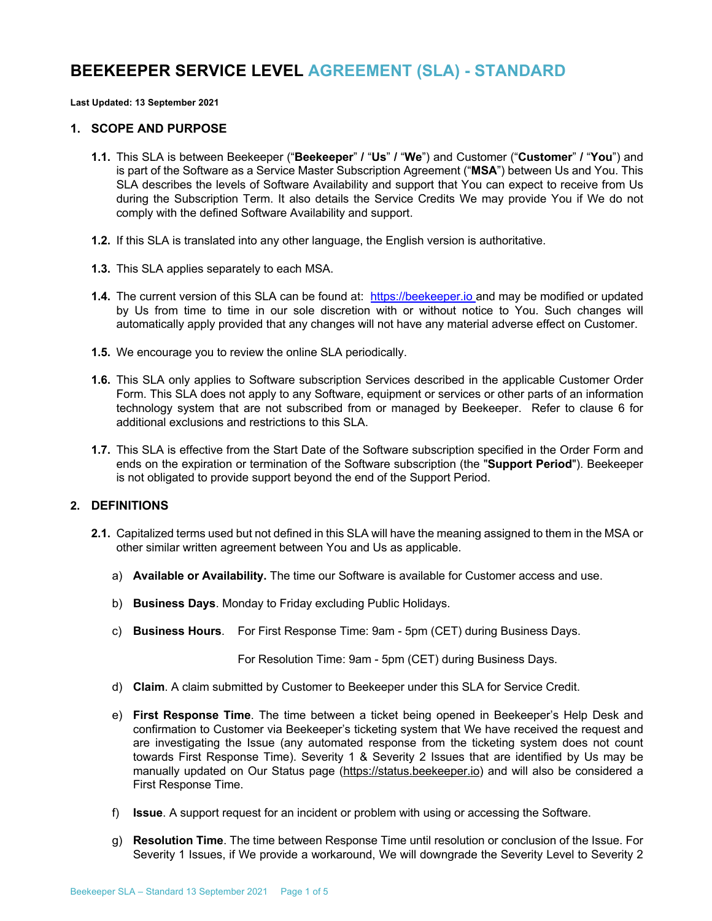# BEEKEEPER SERVICE LEVEL AGREEMENT (SLA) - STANDARD

**Last Updated: 13 September 2021**

## 1. SCOPE AND PURPOSE

**1.1.** This SLA is between Beekeeper ("**Beekeeper**" / "**Us**" / "**We**") and Customer ("**Customer**" / "**You**") and is part of the Software as a Service Master Subscription Agreement ("**MSA**") between Us and You. This SLA describes the levels of Software Availability and support that You can expect to receive from Us during the Subscription Term. It also details the Service Credits We may provide You if We do not comply with the defined Software Availability and support.

**1.2.** If this SLA is translated into any other language, the English version is authoritative.

**1.3.** This SLA applies separately to each MSA.

**1.4.** The current version of this SLA can be found at: https://beekeeper.io and may be modified or updated by Us from time to time in our sole discretion with or without notice to You. Such changes will automatically apply provided that any changes will not have any material adverse effect on Customer.

**1.5.** We encourage you to review the online SLA periodically.

**1.6.** This SLA only applies to Software subscription Services described in the applicable Customer Order Form. This SLA does not apply to any Software, equipment or services or other parts of an information technology system that are not subscribed from or managed by Beekeeper. Refer to clause 6 for additional exclusions and restrictions to this SLA.

**1.7.** This SLA is effective from the Start Date of the Software subscription specified in the Order Form and ends on the expiration or termination of the Software subscription (the "**Support Period**"). Beekeeper is not obligated to provide support beyond the end of the Support Period.

## 2. DEFINITIONS

**2.1.** Capitalized terms used but not defined in this SLA will have the meaning assigned to them in the MSA or other similar written agreement between You and Us as applicable.

a) **Available or Availability.** The time our Software is available for Customer access and use.

b) **Business Days**. Monday to Friday excluding Public Holidays.

c) **Business Hours**. For First Response Time: 9am - 5pm (CET) during Business Days.

For Resolution Time: 9am - 5pm (CET) during Business Days.

d) **Claim**. A claim submitted by Customer to Beekeeper under this SLA for Service Credit.

e) **First Response Time**. The time between a ticket being opened in Beekeeper's Help Desk and confirmation to Customer via Beekeeper's ticketing system that We have received the request and are investigating the Issue (any automated response from the ticketing system does not count towards First Response Time). Severity 1 & Severity 2 Issues that are identified by Us may be manually updated on Our Status page (https://status.beekeeper.io) and will also be considered a First Response Time.

f) **Issue**. A support request for an incident or problem with using or accessing the Software.

g) **Resolution Time**. The time between Response Time until resolution or conclusion of the Issue. For Severity 1 Issues, if We provide a workaround, We will downgrade the Severity Level to Severity 2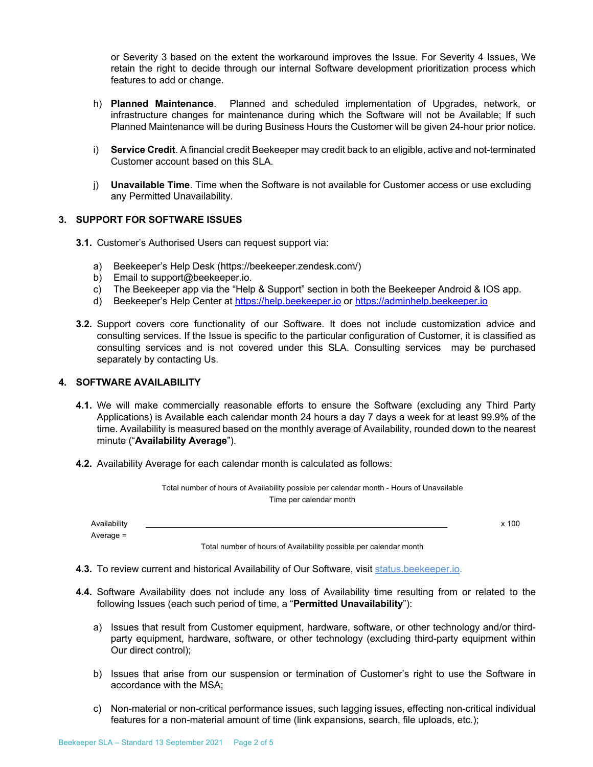or Severity 3 based on the extent the workaround improves the Issue. For Severity 4 Issues, We retain the right to decide through our internal Software development prioritization process which features to add or change.

h) **Planned Maintenance**. Planned and scheduled implementation of Upgrades, network, or infrastructure changes for maintenance during which the Software will not be Available; If such Planned Maintenance will be during Business Hours the Customer will be given 24-hour prior notice.

i) **Service Credit**. A financial credit Beekeeper may credit back to an eligible, active and not-terminated Customer account based on this SLA.

j) **Unavailable Time**. Time when the Software is not available for Customer access or use excluding any Permitted Unavailability.

## 3. SUPPORT FOR SOFTWARE ISSUES

**3.1.** Customer's Authorised Users can request support via:

a) Beekeeper's Help Desk (https://beekeeper.zendesk.com/)
b) Email to support@beekeeper.io.
c) The Beekeeper app via the "Help & Support" section in both the Beekeeper Android & IOS app.
d) Beekeeper's Help Center at https://help.beekeeper.io or https://adminhelp.beekeeper.io

**3.2.** Support covers core functionality of our Software. It does not include customization advice and consulting services. If the Issue is specific to the particular configuration of Customer, it is classified as consulting services and is not covered under this SLA. Consulting services may be purchased separately by contacting Us.

## 4. SOFTWARE AVAILABILITY

**4.1.** We will make commercially reasonable efforts to ensure the Software (excluding any Third Party Applications) is Available each calendar month 24 hours a day 7 days a week for at least 99.9% of the time. Availability is measured based on the monthly average of Availability, rounded down to the nearest minute ("**Availability Average**").

**4.2.** Availability Average for each calendar month is calculated as follows:

$$\text{Availability Average} = \frac{\text{Total number of hours of Availability possible per calendar month} - \text{Hours of Unavailable Time per calendar month}}{\text{Total number of hours of Availability possible per calendar month}} \times 100$$

**4.3.** To review current and historical Availability of Our Software, visit status.beekeeper.io.

**4.4.** Software Availability does not include any loss of Availability time resulting from or related to the following Issues (each such period of time, a "**Permitted Unavailability**"):

a) Issues that result from Customer equipment, hardware, software, or other technology and/or third-party equipment, hardware, software, or other technology (excluding third-party equipment within Our direct control);

b) Issues that arise from our suspension or termination of Customer's right to use the Software in accordance with the MSA;

c) Non-material or non-critical performance issues, such lagging issues, effecting non-critical individual features for a non-material amount of time (link expansions, search, file uploads, etc.);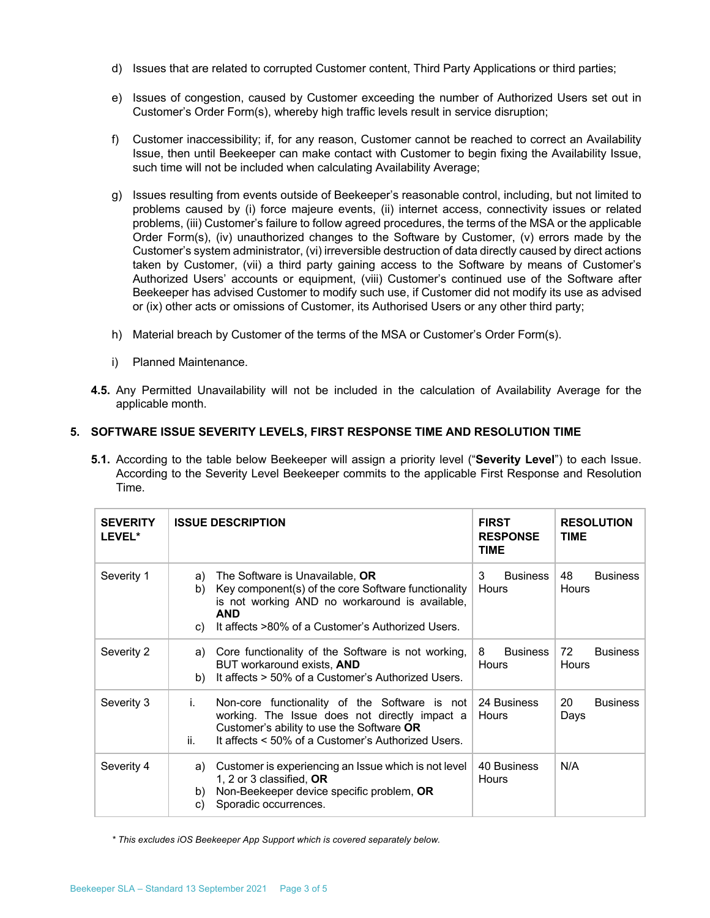d) Issues that are related to corrupted Customer content, Third Party Applications or third parties;

e) Issues of congestion, caused by Customer exceeding the number of Authorized Users set out in Customer's Order Form(s), whereby high traffic levels result in service disruption;

f) Customer inaccessibility; if, for any reason, Customer cannot be reached to correct an Availability Issue, then until Beekeeper can make contact with Customer to begin fixing the Availability Issue, such time will not be included when calculating Availability Average;

g) Issues resulting from events outside of Beekeeper's reasonable control, including, but not limited to problems caused by (i) force majeure events, (ii) internet access, connectivity issues or related problems, (iii) Customer's failure to follow agreed procedures, the terms of the MSA or the applicable Order Form(s), (iv) unauthorized changes to the Software by Customer, (v) errors made by the Customer's system administrator, (vi) irreversible destruction of data directly caused by direct actions taken by Customer, (vii) a third party gaining access to the Software by means of Customer's Authorized Users' accounts or equipment, (viii) Customer's continued use of the Software after Beekeeper has advised Customer to modify such use, if Customer did not modify its use as advised or (ix) other acts or omissions of Customer, its Authorised Users or any other third party;

h) Material breach by Customer of the terms of the MSA or Customer's Order Form(s).

i) Planned Maintenance.

**4.5.** Any Permitted Unavailability will not be included in the calculation of Availability Average for the applicable month.

## 5. SOFTWARE ISSUE SEVERITY LEVELS, FIRST RESPONSE TIME AND RESOLUTION TIME

**5.1.** According to the table below Beekeeper will assign a priority level ("**Severity Level**") to each Issue. According to the Severity Level Beekeeper commits to the applicable First Response and Resolution Time.

| SEVERITY LEVEL* | ISSUE DESCRIPTION | FIRST RESPONSE TIME | RESOLUTION TIME |
|---|---|---|---|
| Severity 1 | a) The Software is Unavailable, **OR**<br>b) Key component(s) of the core Software functionality is not working AND no workaround is available, **AND**<br>c) It affects >80% of a Customer's Authorized Users. | 3 Business Hours | 48 Business Hours |
| Severity 2 | a) Core functionality of the Software is not working, BUT workaround exists, **AND**<br>b) It affects > 50% of a Customer's Authorized Users. | 8 Business Hours | 72 Business Hours |
| Severity 3 | i. Non-core functionality of the Software is not working. The Issue does not directly impact a Customer's ability to use the Software **OR**<br>ii. It affects < 50% of a Customer's Authorized Users. | 24 Business Hours | 20 Business Days |
| Severity 4 | a) Customer is experiencing an Issue which is not level 1, 2 or 3 classified, **OR**<br>b) Non-Beekeeper device specific problem, **OR**<br>c) Sporadic occurrences. | 40 Business Hours | N/A |

*\* This excludes iOS Beekeeper App Support which is covered separately below.*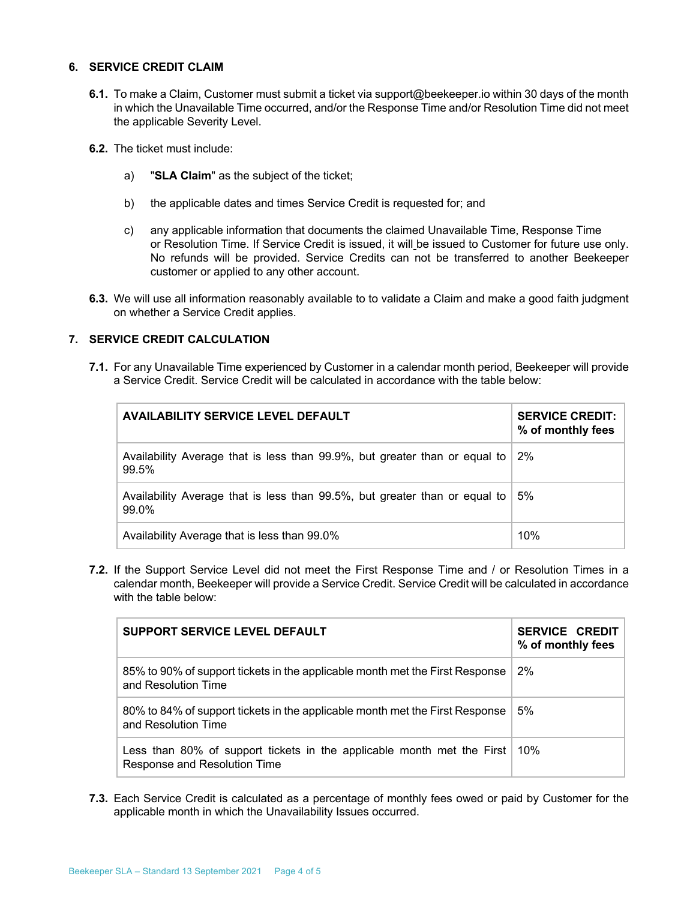## 6. SERVICE CREDIT CLAIM

**6.1.** To make a Claim, Customer must submit a ticket via support@beekeeper.io within 30 days of the month in which the Unavailable Time occurred, and/or the Response Time and/or Resolution Time did not meet the applicable Severity Level.

**6.2.** The ticket must include:

a) "**SLA Claim**" as the subject of the ticket;

b) the applicable dates and times Service Credit is requested for; and

c) any applicable information that documents the claimed Unavailable Time, Response Time or Resolution Time. If Service Credit is issued, it will be issued to Customer for future use only. No refunds will be provided. Service Credits can not be transferred to another Beekeeper customer or applied to any other account.

**6.3.** We will use all information reasonably available to to validate a Claim and make a good faith judgment on whether a Service Credit applies.

## 7. SERVICE CREDIT CALCULATION

**7.1.** For any Unavailable Time experienced by Customer in a calendar month period, Beekeeper will provide a Service Credit. Service Credit will be calculated in accordance with the table below:

| AVAILABILITY SERVICE LEVEL DEFAULT | SERVICE CREDIT: % of monthly fees |
|---|---|
| Availability Average that is less than 99.9%, but greater than or equal to 99.5% | 2% |
| Availability Average that is less than 99.5%, but greater than or equal to 99.0% | 5% |
| Availability Average that is less than 99.0% | 10% |

**7.2.** If the Support Service Level did not meet the First Response Time and / or Resolution Times in a calendar month, Beekeeper will provide a Service Credit. Service Credit will be calculated in accordance with the table below:

| SUPPORT SERVICE LEVEL DEFAULT | SERVICE CREDIT % of monthly fees |
|---|---|
| 85% to 90% of support tickets in the applicable month met the First Response and Resolution Time | 2% |
| 80% to 84% of support tickets in the applicable month met the First Response and Resolution Time | 5% |
| Less than 80% of support tickets in the applicable month met the First Response and Resolution Time | 10% |

**7.3.** Each Service Credit is calculated as a percentage of monthly fees owed or paid by Customer for the applicable month in which the Unavailability Issues occurred.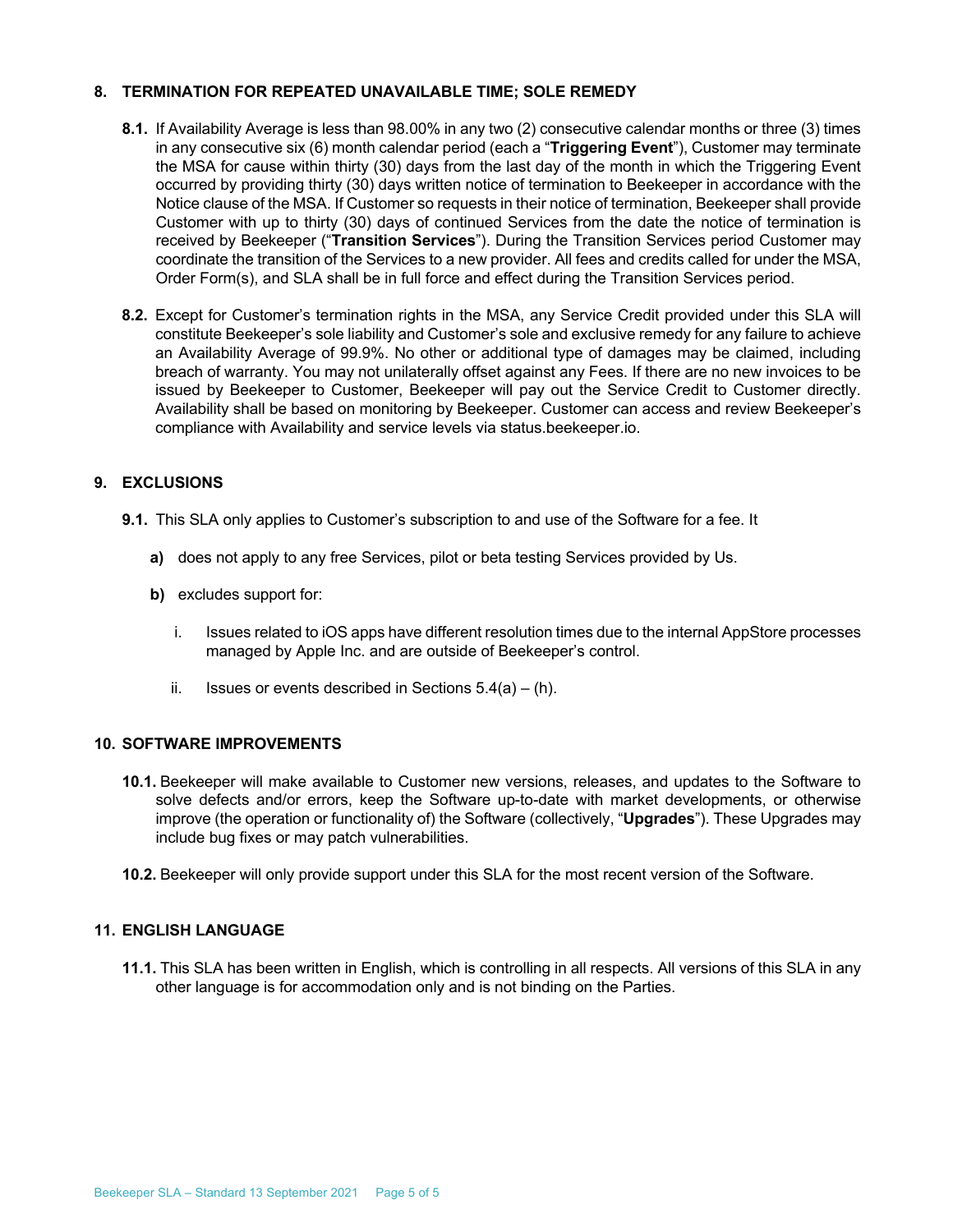## 8. TERMINATION FOR REPEATED UNAVAILABLE TIME; SOLE REMEDY

**8.1.** If Availability Average is less than 98.00% in any two (2) consecutive calendar months or three (3) times in any consecutive six (6) month calendar period (each a "**Triggering Event**"), Customer may terminate the MSA for cause within thirty (30) days from the last day of the month in which the Triggering Event occurred by providing thirty (30) days written notice of termination to Beekeeper in accordance with the Notice clause of the MSA. If Customer so requests in their notice of termination, Beekeeper shall provide Customer with up to thirty (30) days of continued Services from the date the notice of termination is received by Beekeeper ("**Transition Services**"). During the Transition Services period Customer may coordinate the transition of the Services to a new provider. All fees and credits called for under the MSA, Order Form(s), and SLA shall be in full force and effect during the Transition Services period.

**8.2.** Except for Customer's termination rights in the MSA, any Service Credit provided under this SLA will constitute Beekeeper's sole liability and Customer's sole and exclusive remedy for any failure to achieve an Availability Average of 99.9%. No other or additional type of damages may be claimed, including breach of warranty. You may not unilaterally offset against any Fees. If there are no new invoices to be issued by Beekeeper to Customer, Beekeeper will pay out the Service Credit to Customer directly. Availability shall be based on monitoring by Beekeeper. Customer can access and review Beekeeper's compliance with Availability and service levels via status.beekeeper.io.

## 9. EXCLUSIONS

**9.1.** This SLA only applies to Customer's subscription to and use of the Software for a fee. It

**a)** does not apply to any free Services, pilot or beta testing Services provided by Us.

**b)** excludes support for:

i. Issues related to iOS apps have different resolution times due to the internal AppStore processes managed by Apple Inc. and are outside of Beekeeper's control.

ii. Issues or events described in Sections 5.4(a) – (h).

## 10. SOFTWARE IMPROVEMENTS

**10.1.** Beekeeper will make available to Customer new versions, releases, and updates to the Software to solve defects and/or errors, keep the Software up-to-date with market developments, or otherwise improve (the operation or functionality of) the Software (collectively, "**Upgrades**"). These Upgrades may include bug fixes or may patch vulnerabilities.

**10.2.** Beekeeper will only provide support under this SLA for the most recent version of the Software.

## 11. ENGLISH LANGUAGE

**11.1.** This SLA has been written in English, which is controlling in all respects. All versions of this SLA in any other language is for accommodation only and is not binding on the Parties.